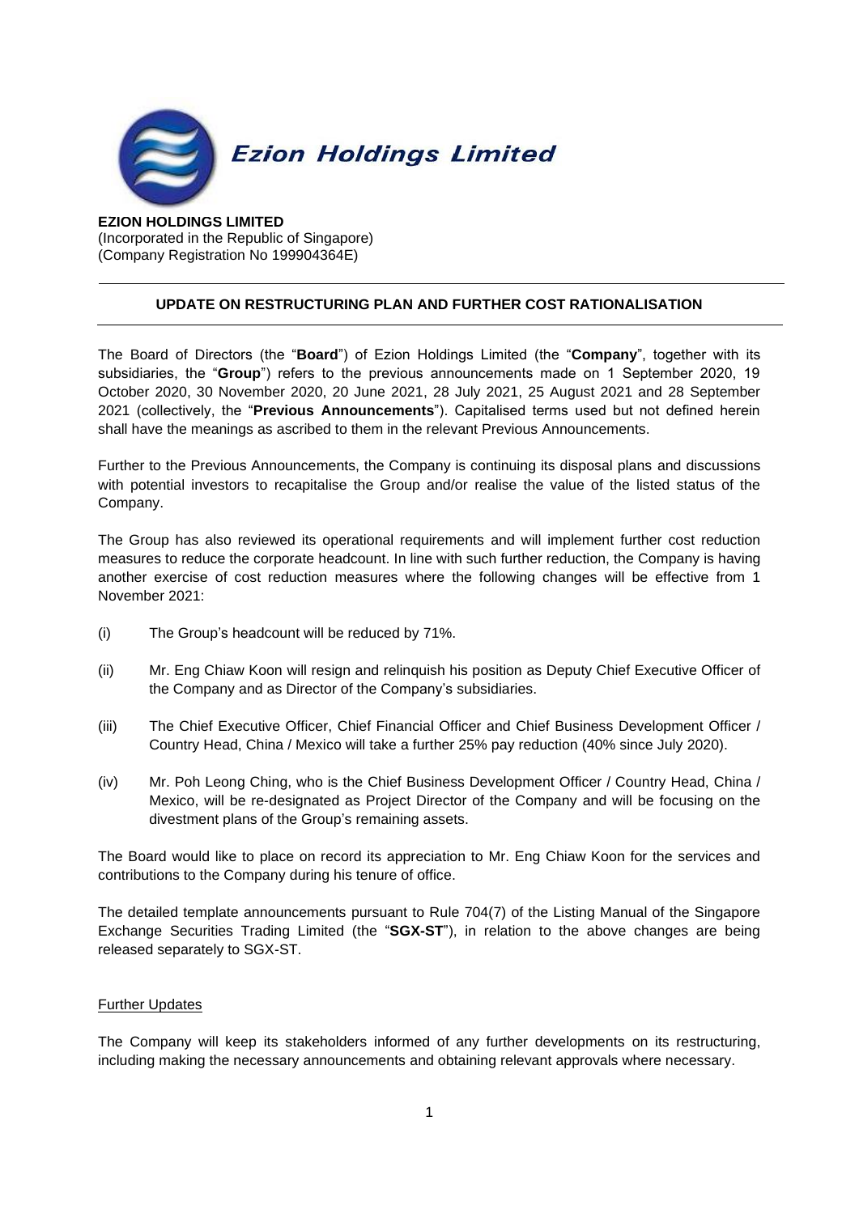**Ezion Holdings Limited**

**EZION HOLDINGS LIMITED**
(Incorporated in the Republic of Singapore)
(Company Registration No 199904364E)

---

**UPDATE ON RESTRUCTURING PLAN AND FURTHER COST RATIONALISATION**

---

The Board of Directors (the "**Board**") of Ezion Holdings Limited (the "**Company**", together with its subsidiaries, the "**Group**") refers to the previous announcements made on 1 September 2020, 19 October 2020, 30 November 2020, 20 June 2021, 28 July 2021, 25 August 2021 and 28 September 2021 (collectively, the "**Previous Announcements**"). Capitalised terms used but not defined herein shall have the meanings as ascribed to them in the relevant Previous Announcements.

Further to the Previous Announcements, the Company is continuing its disposal plans and discussions with potential investors to recapitalise the Group and/or realise the value of the listed status of the Company.

The Group has also reviewed its operational requirements and will implement further cost reduction measures to reduce the corporate headcount. In line with such further reduction, the Company is having another exercise of cost reduction measures where the following changes will be effective from 1 November 2021:

(i) The Group's headcount will be reduced by 71%.

(ii) Mr. Eng Chiaw Koon will resign and relinquish his position as Deputy Chief Executive Officer of the Company and as Director of the Company's subsidiaries.

(iii) The Chief Executive Officer, Chief Financial Officer and Chief Business Development Officer / Country Head, China / Mexico will take a further 25% pay reduction (40% since July 2020).

(iv) Mr. Poh Leong Ching, who is the Chief Business Development Officer / Country Head, China / Mexico, will be re-designated as Project Director of the Company and will be focusing on the divestment plans of the Group's remaining assets.

The Board would like to place on record its appreciation to Mr. Eng Chiaw Koon for the services and contributions to the Company during his tenure of office.

The detailed template announcements pursuant to Rule 704(7) of the Listing Manual of the Singapore Exchange Securities Trading Limited (the "**SGX-ST**"), in relation to the above changes are being released separately to SGX-ST.

Further Updates

The Company will keep its stakeholders informed of any further developments on its restructuring, including making the necessary announcements and obtaining relevant approvals where necessary.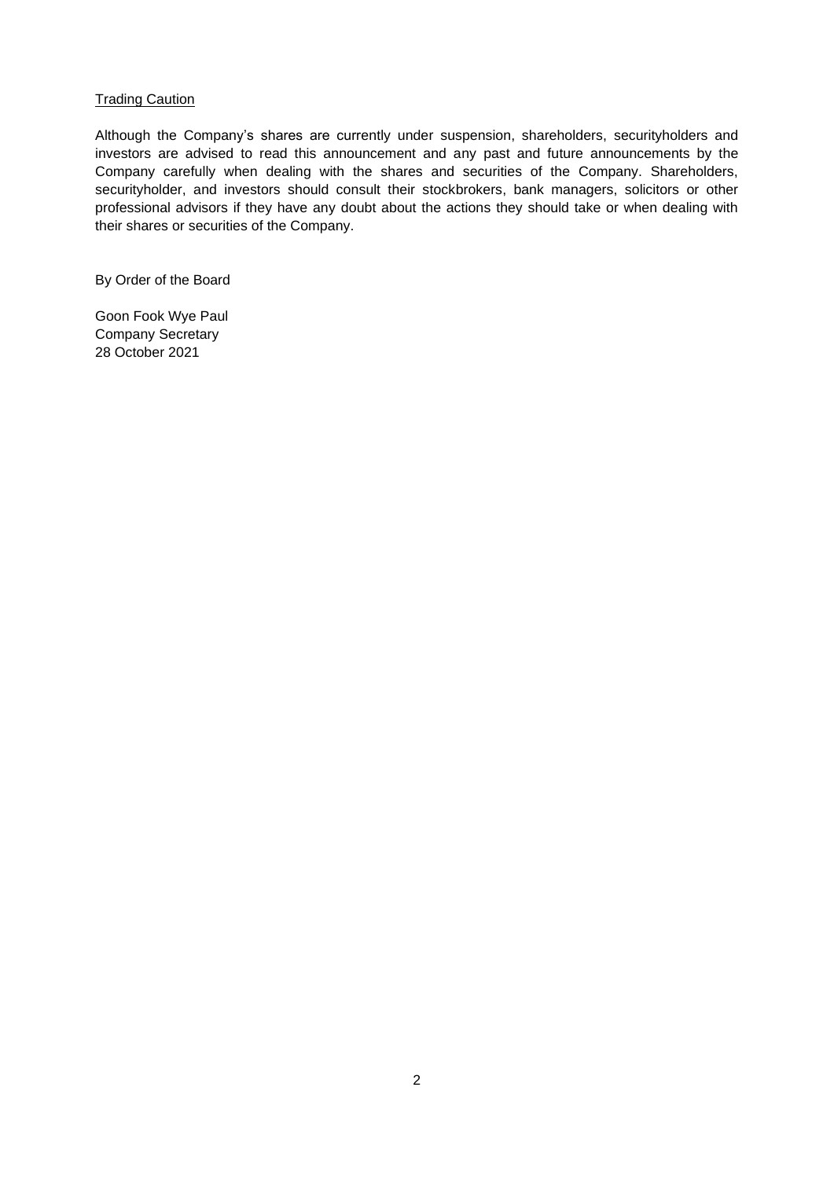Trading Caution

Although the Company's shares are currently under suspension, shareholders, securityholders and investors are advised to read this announcement and any past and future announcements by the Company carefully when dealing with the shares and securities of the Company. Shareholders, securityholder, and investors should consult their stockbrokers, bank managers, solicitors or other professional advisors if they have any doubt about the actions they should take or when dealing with their shares or securities of the Company.

By Order of the Board

Goon Fook Wye Paul
Company Secretary
28 October 2021